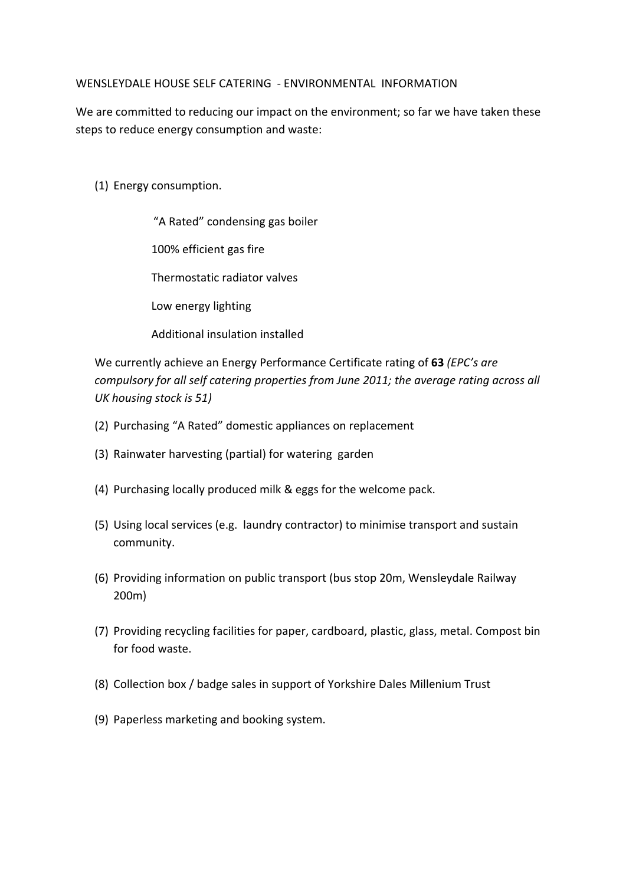# WENSLEYDALE HOUSE SELF CATERING - ENVIRONMENTAL INFORMATION

We are committed to reducing our impact on the environment; so far we have taken these steps to reduce energy consumption and waste:

(1) Energy consumption.

- "A Rated" condensing gas boiler
- 100% efficient gas fire
- Thermostatic radiator valves
- Low energy lighting
- Additional insulation installed

We currently achieve an Energy Performance Certificate rating of **63** *(EPC's are compulsory for all self catering properties from June 2011; the average rating across all UK housing stock is 51)*

(2) Purchasing "A Rated" domestic appliances on replacement

(3) Rainwater harvesting (partial) for watering garden

(4) Purchasing locally produced milk & eggs for the welcome pack.

(5) Using local services (e.g. laundry contractor) to minimise transport and sustain community.

(6) Providing information on public transport (bus stop 20m, Wensleydale Railway 200m)

(7) Providing recycling facilities for paper, cardboard, plastic, glass, metal. Compost bin for food waste.

(8) Collection box / badge sales in support of Yorkshire Dales Millenium Trust

(9) Paperless marketing and booking system.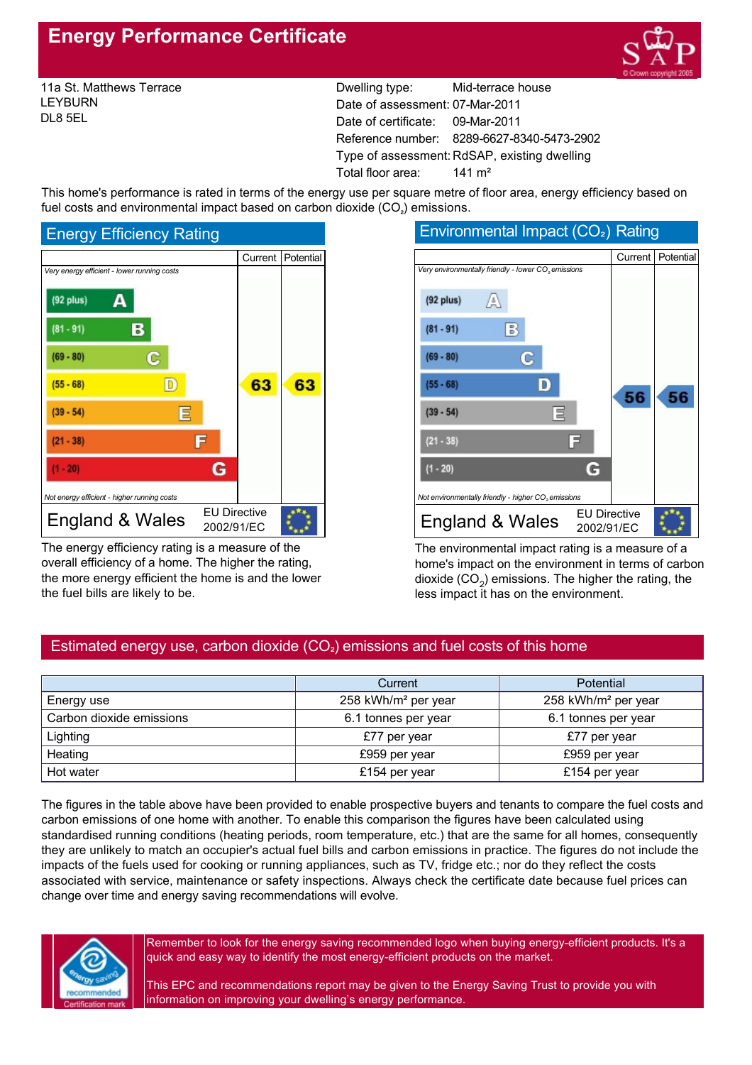# Energy Performance Certificate

11a St. Matthews Terrace
LEYBURN
DL8 5EL

Dwelling type: Mid-terrace house
Date of assessment: 07-Mar-2011
Date of certificate: 09-Mar-2011
Reference number: 8289-6627-8340-5473-2902
Type of assessment: RdSAP, existing dwelling
Total floor area: 141 m²

This home's performance is rated in terms of the energy use per square metre of floor area, energy efficiency based on fuel costs and environmental impact based on carbon dioxide ($CO_2$) emissions.

## Energy Efficiency Rating

Current | Potential

*Very energy efficient - lower running costs*

(92 plus) A
(81 - 91) B
(69 - 80) C
(55 - 68) D
(39 - 54) E
(21 - 38) F
(1 - 20) G

*Not energy efficient - higher running costs*

Current: 63
Potential: 63

England & Wales — EU Directive 2002/91/EC

The energy efficiency rating is a measure of the overall efficiency of a home. The higher the rating, the more energy efficient the home is and the lower the fuel bills are likely to be.

## Environmental Impact ($CO_2$) Rating

Current | Potential

*Very environmentally friendly - lower $CO_2$ emissions*

(92 plus) A
(81 - 91) B
(69 - 80) C
(55 - 68) D
(39 - 54) E
(21 - 38) F
(1 - 20) G

*Not environmentally friendly - higher $CO_2$ emissions*

Current: 56
Potential: 56

England & Wales — EU Directive 2002/91/EC

The environmental impact rating is a measure of a home's impact on the environment in terms of carbon dioxide ($CO_2$) emissions. The higher the rating, the less impact it has on the environment.

## Estimated energy use, carbon dioxide ($CO_2$) emissions and fuel costs of this home

| | Current | Potential |
|---|---|---|
| Energy use | 258 kWh/m² per year | 258 kWh/m² per year |
| Carbon dioxide emissions | 6.1 tonnes per year | 6.1 tonnes per year |
| Lighting | £77 per year | £77 per year |
| Heating | £959 per year | £959 per year |
| Hot water | £154 per year | £154 per year |

The figures in the table above have been provided to enable prospective buyers and tenants to compare the fuel costs and carbon emissions of one home with another. To enable this comparison the figures have been calculated using standardised running conditions (heating periods, room temperature, etc.) that are the same for all homes, consequently they are unlikely to match an occupier's actual fuel bills and carbon emissions in practice. The figures do not include the impacts of the fuels used for cooking or running appliances, such as TV, fridge etc.; nor do they reflect the costs associated with service, maintenance or safety inspections. Always check the certificate date because fuel prices can change over time and energy saving recommendations will evolve.

Remember to look for the energy saving recommended logo when buying energy-efficient products. It's a quick and easy way to identify the most energy-efficient products on the market.

This EPC and recommendations report may be given to the Energy Saving Trust to provide you with information on improving your dwelling's energy performance.